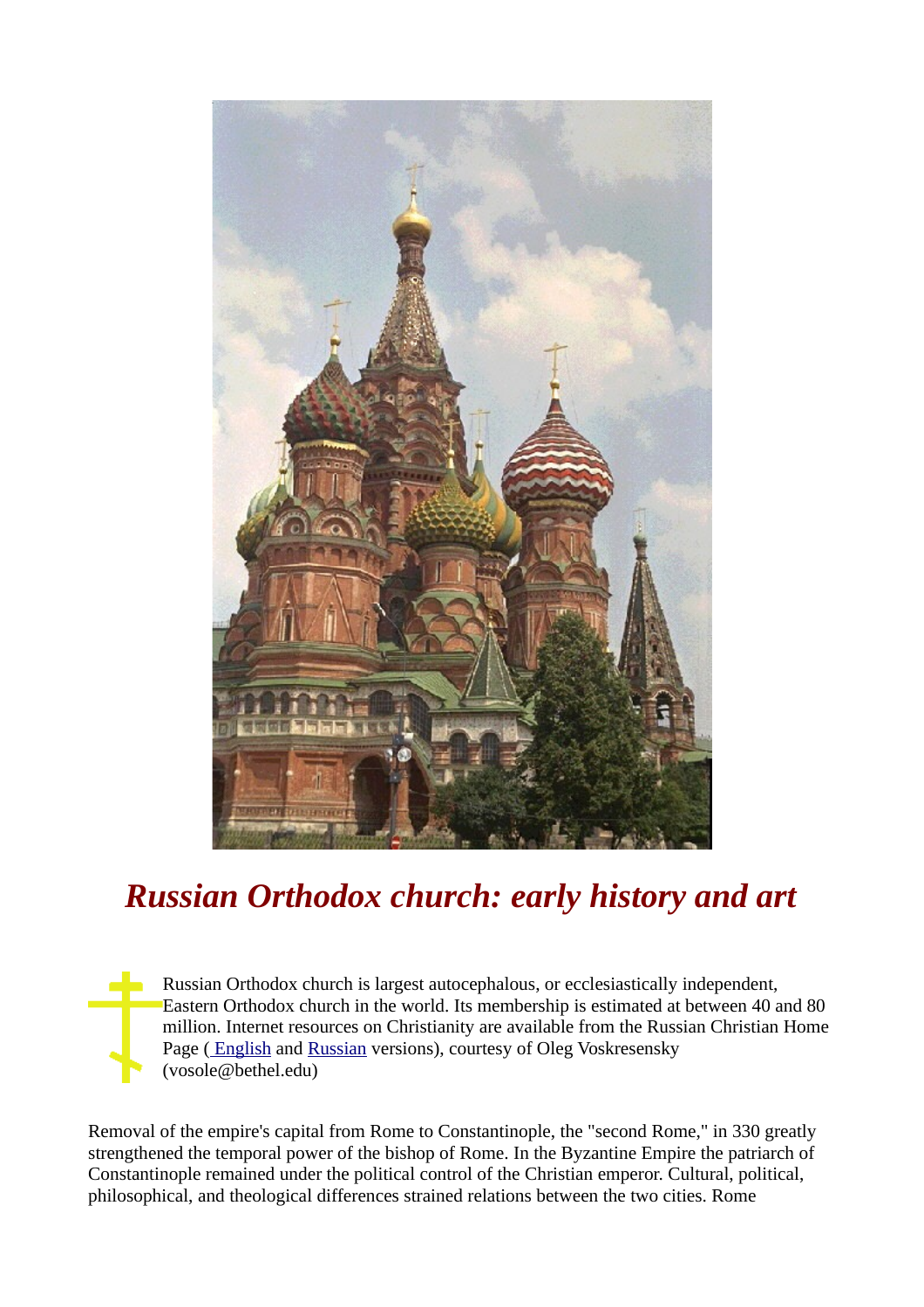# *Russian Orthodox church: early history and art*

Russian Orthodox church is largest autocephalous, or ecclesiastically independent, Eastern Orthodox church in the world. Its membership is estimated at between 40 and 80 million. Internet resources on Christianity are available from the Russian Christian Home Page ( English and Russian versions), courtesy of Oleg Voskresensky (vosole@bethel.edu)

Removal of the empire's capital from Rome to Constantinople, the "second Rome," in 330 greatly strengthened the temporal power of the bishop of Rome. In the Byzantine Empire the patriarch of Constantinople remained under the political control of the Christian emperor. Cultural, political, philosophical, and theological differences strained relations between the two cities. Rome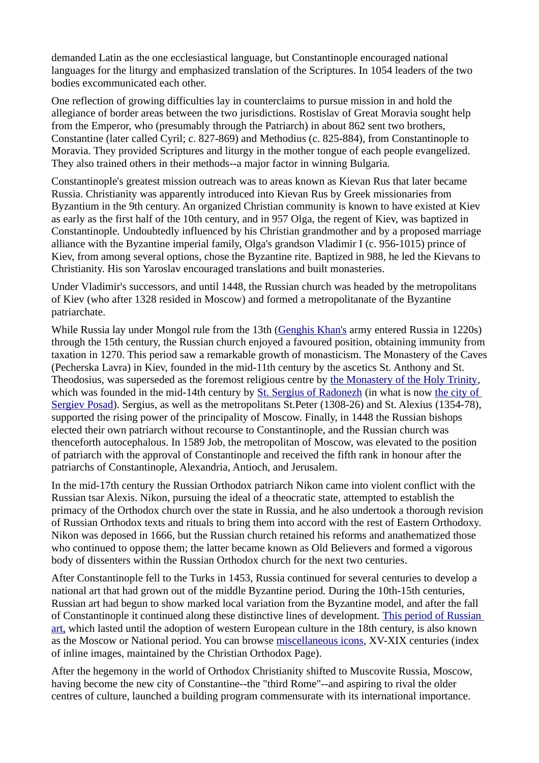demanded Latin as the one ecclesiastical language, but Constantinople encouraged national languages for the liturgy and emphasized translation of the Scriptures. In 1054 leaders of the two bodies excommunicated each other.

One reflection of growing difficulties lay in counterclaims to pursue mission in and hold the allegiance of border areas between the two jurisdictions. Rostislav of Great Moravia sought help from the Emperor, who (presumably through the Patriarch) in about 862 sent two brothers, Constantine (later called Cyril; c. 827-869) and Methodius (c. 825-884), from Constantinople to Moravia. They provided Scriptures and liturgy in the mother tongue of each people evangelized. They also trained others in their methods--a major factor in winning Bulgaria.

Constantinople's greatest mission outreach was to areas known as Kievan Rus that later became Russia. Christianity was apparently introduced into Kievan Rus by Greek missionaries from Byzantium in the 9th century. An organized Christian community is known to have existed at Kiev as early as the first half of the 10th century, and in 957 Olga, the regent of Kiev, was baptized in Constantinople. Undoubtedly influenced by his Christian grandmother and by a proposed marriage alliance with the Byzantine imperial family, Olga's grandson Vladimir I (c. 956-1015) prince of Kiev, from among several options, chose the Byzantine rite. Baptized in 988, he led the Kievans to Christianity. His son Yaroslav encouraged translations and built monasteries.

Under Vladimir's successors, and until 1448, the Russian church was headed by the metropolitans of Kiev (who after 1328 resided in Moscow) and formed a metropolitanate of the Byzantine patriarchate.

While Russia lay under Mongol rule from the 13th (Genghis Khan's army entered Russia in 1220s) through the 15th century, the Russian church enjoyed a favoured position, obtaining immunity from taxation in 1270. This period saw a remarkable growth of monasticism. The Monastery of the Caves (Pecherska Lavra) in Kiev, founded in the mid-11th century by the ascetics St. Anthony and St. Theodosius, was superseded as the foremost religious centre by the Monastery of the Holy Trinity, which was founded in the mid-14th century by St. Sergius of Radonezh (in what is now the city of Sergiev Posad). Sergius, as well as the metropolitans St.Peter (1308-26) and St. Alexius (1354-78), supported the rising power of the principality of Moscow. Finally, in 1448 the Russian bishops elected their own patriarch without recourse to Constantinople, and the Russian church was thenceforth autocephalous. In 1589 Job, the metropolitan of Moscow, was elevated to the position of patriarch with the approval of Constantinople and received the fifth rank in honour after the patriarchs of Constantinople, Alexandria, Antioch, and Jerusalem.

In the mid-17th century the Russian Orthodox patriarch Nikon came into violent conflict with the Russian tsar Alexis. Nikon, pursuing the ideal of a theocratic state, attempted to establish the primacy of the Orthodox church over the state in Russia, and he also undertook a thorough revision of Russian Orthodox texts and rituals to bring them into accord with the rest of Eastern Orthodoxy. Nikon was deposed in 1666, but the Russian church retained his reforms and anathematized those who continued to oppose them; the latter became known as Old Believers and formed a vigorous body of dissenters within the Russian Orthodox church for the next two centuries.

After Constantinople fell to the Turks in 1453, Russia continued for several centuries to develop a national art that had grown out of the middle Byzantine period. During the 10th-15th centuries, Russian art had begun to show marked local variation from the Byzantine model, and after the fall of Constantinople it continued along these distinctive lines of development. This period of Russian art, which lasted until the adoption of western European culture in the 18th century, is also known as the Moscow or National period. You can browse miscellaneous icons, XV-XIX centuries (index of inline images, maintained by the Christian Orthodox Page).

After the hegemony in the world of Orthodox Christianity shifted to Muscovite Russia, Moscow, having become the new city of Constantine--the "third Rome"--and aspiring to rival the older centres of culture, launched a building program commensurate with its international importance.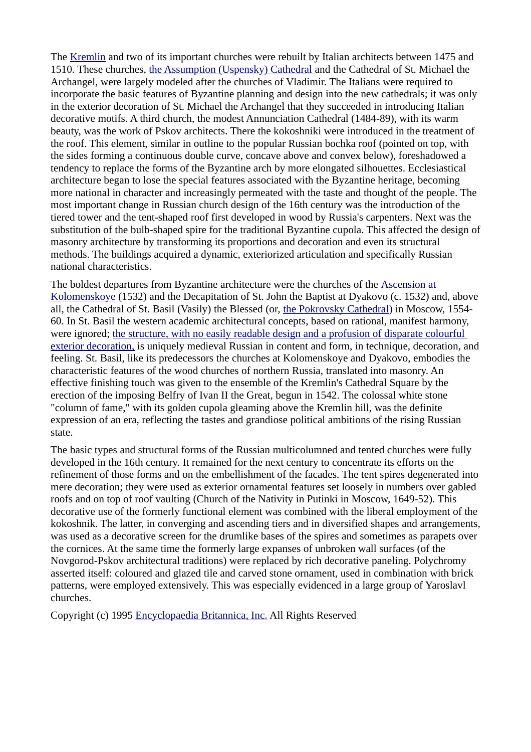The Kremlin and two of its important churches were rebuilt by Italian architects between 1475 and 1510. These churches, the Assumption (Uspensky) Cathedral and the Cathedral of St. Michael the Archangel, were largely modeled after the churches of Vladimir. The Italians were required to incorporate the basic features of Byzantine planning and design into the new cathedrals; it was only in the exterior decoration of St. Michael the Archangel that they succeeded in introducing Italian decorative motifs. A third church, the modest Annunciation Cathedral (1484-89), with its warm beauty, was the work of Pskov architects. There the kokoshniki were introduced in the treatment of the roof. This element, similar in outline to the popular Russian bochka roof (pointed on top, with the sides forming a continuous double curve, concave above and convex below), foreshadowed a tendency to replace the forms of the Byzantine arch by more elongated silhouettes. Ecclesiastical architecture began to lose the special features associated with the Byzantine heritage, becoming more national in character and increasingly permeated with the taste and thought of the people. The most important change in Russian church design of the 16th century was the introduction of the tiered tower and the tent-shaped roof first developed in wood by Russia's carpenters. Next was the substitution of the bulb-shaped spire for the traditional Byzantine cupola. This affected the design of masonry architecture by transforming its proportions and decoration and even its structural methods. The buildings acquired a dynamic, exteriorized articulation and specifically Russian national characteristics.

The boldest departures from Byzantine architecture were the churches of the Ascension at Kolomenskoye (1532) and the Decapitation of St. John the Baptist at Dyakovo (c. 1532) and, above all, the Cathedral of St. Basil (Vasily) the Blessed (or, the Pokrovsky Cathedral) in Moscow, 1554-60. In St. Basil the western academic architectural concepts, based on rational, manifest harmony, were ignored; the structure, with no easily readable design and a profusion of disparate colourful exterior decoration, is uniquely medieval Russian in content and form, in technique, decoration, and feeling. St. Basil, like its predecessors the churches at Kolomenskoye and Dyakovo, embodies the characteristic features of the wood churches of northern Russia, translated into masonry. An effective finishing touch was given to the ensemble of the Kremlin's Cathedral Square by the erection of the imposing Belfry of Ivan II the Great, begun in 1542. The colossal white stone "column of fame," with its golden cupola gleaming above the Kremlin hill, was the definite expression of an era, reflecting the tastes and grandiose political ambitions of the rising Russian state.

The basic types and structural forms of the Russian multicolumned and tented churches were fully developed in the 16th century. It remained for the next century to concentrate its efforts on the refinement of those forms and on the embellishment of the facades. The tent spires degenerated into mere decoration; they were used as exterior ornamental features set loosely in numbers over gabled roofs and on top of roof vaulting (Church of the Nativity in Putinki in Moscow, 1649-52). This decorative use of the formerly functional element was combined with the liberal employment of the kokoshnik. The latter, in converging and ascending tiers and in diversified shapes and arrangements, was used as a decorative screen for the drumlike bases of the spires and sometimes as parapets over the cornices. At the same time the formerly large expanses of unbroken wall surfaces (of the Novgorod-Pskov architectural traditions) were replaced by rich decorative paneling. Polychromy asserted itself: coloured and glazed tile and carved stone ornament, used in combination with brick patterns, were employed extensively. This was especially evidenced in a large group of Yaroslavl churches.

Copyright (c) 1995 Encyclopaedia Britannica, Inc. All Rights Reserved